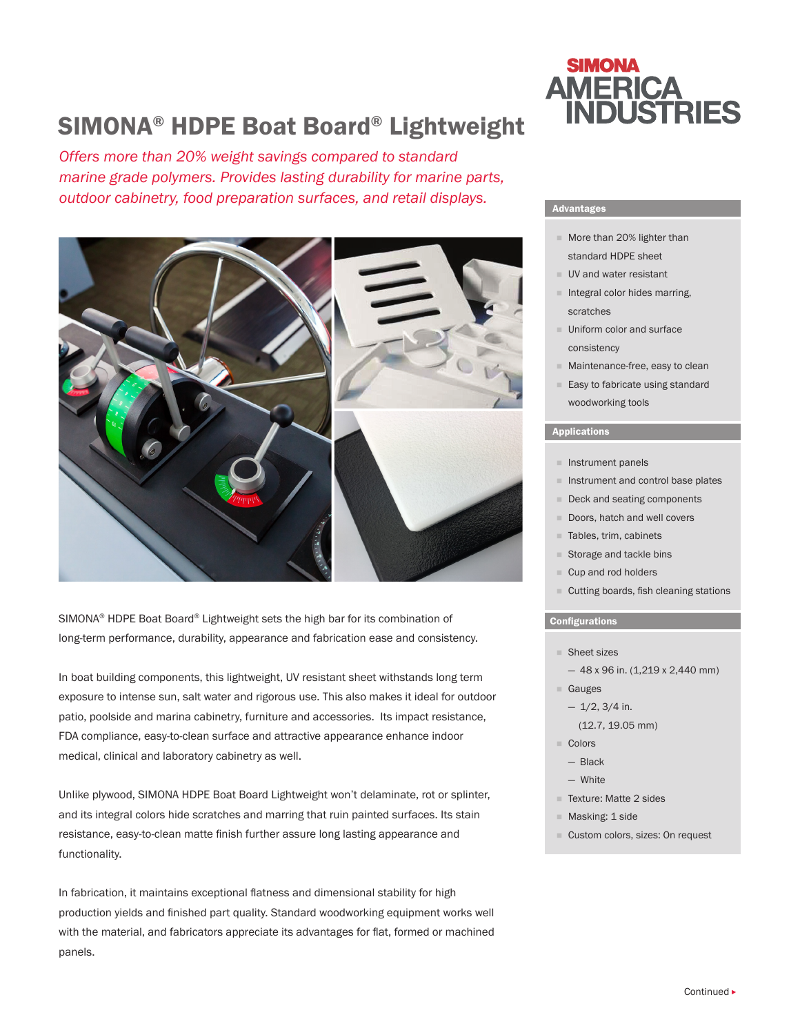SIMONA AMERICA INDUSTRIES

# SIMONA® HDPE Boat Board® Lightweight

*Offers more than 20% weight savings compared to standard marine grade polymers. Provides lasting durability for marine parts, outdoor cabinetry, food preparation surfaces, and retail displays.*

SIMONA® HDPE Boat Board® Lightweight sets the high bar for its combination of long-term performance, durability, appearance and fabrication ease and consistency.

In boat building components, this lightweight, UV resistant sheet withstands long term exposure to intense sun, salt water and rigorous use. This also makes it ideal for outdoor patio, poolside and marina cabinetry, furniture and accessories. Its impact resistance, FDA compliance, easy-to-clean surface and attractive appearance enhance indoor medical, clinical and laboratory cabinetry as well.

Unlike plywood, SIMONA HDPE Boat Board Lightweight won't delaminate, rot or splinter, and its integral colors hide scratches and marring that ruin painted surfaces. Its stain resistance, easy-to-clean matte finish further assure long lasting appearance and functionality.

In fabrication, it maintains exceptional flatness and dimensional stability for high production yields and finished part quality. Standard woodworking equipment works well with the material, and fabricators appreciate its advantages for flat, formed or machined panels.

## Advantages

- More than 20% lighter than standard HDPE sheet
- UV and water resistant
- Integral color hides marring, scratches
- Uniform color and surface consistency
- Maintenance-free, easy to clean
- Easy to fabricate using standard woodworking tools

## Applications

- Instrument panels
- Instrument and control base plates
- Deck and seating components
- Doors, hatch and well covers
- Tables, trim, cabinets
- Storage and tackle bins
- Cup and rod holders
- Cutting boards, fish cleaning stations

## Configurations

- Sheet sizes
  - 48 x 96 in. (1,219 x 2,440 mm)
- Gauges
  - 1/2, 3/4 in. (12.7, 19.05 mm)
- Colors
  - Black
  - White
- Texture: Matte 2 sides
- Masking: 1 side
- Custom colors, sizes: On request

Continued ▸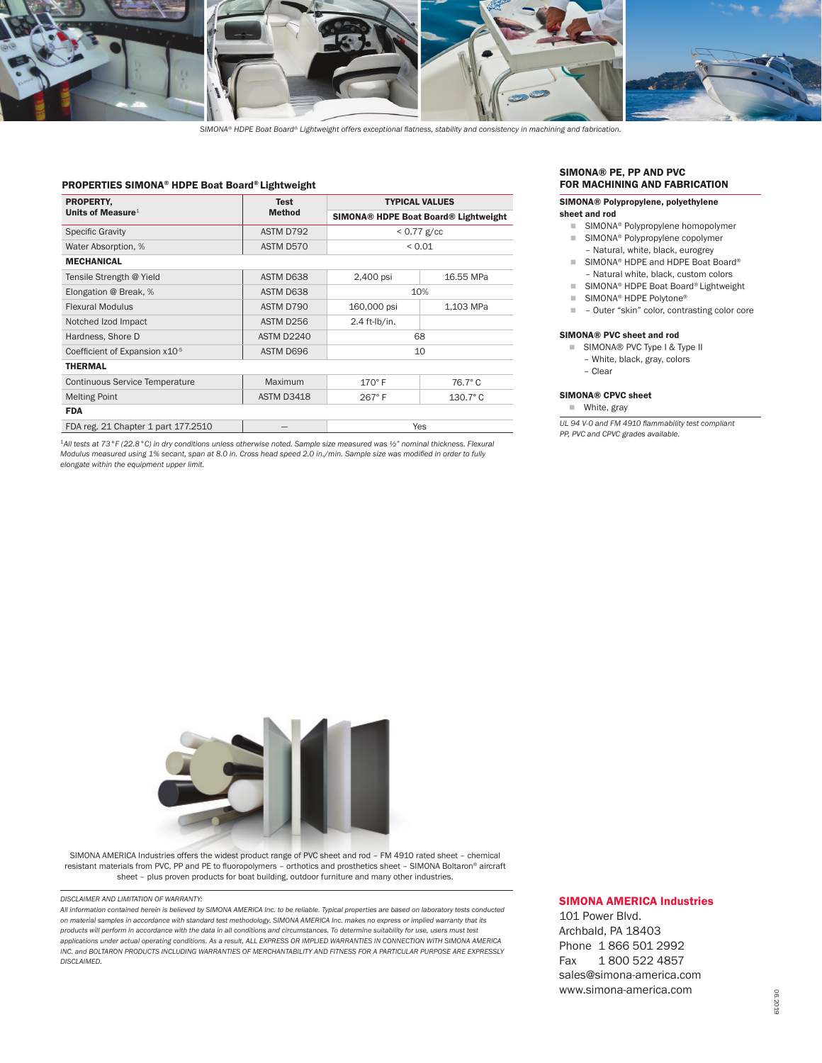*SIMONA® HDPE Boat Board® Lightweight offers exceptional flatness, stability and consistency in machining and fabrication.*

## PROPERTIES SIMONA® HDPE Boat Board® Lightweight

| PROPERTY, Units of Measure[1] | Test Method | TYPICAL VALUES | |
|---|---|---|---|
| | | SIMONA® HDPE Boat Board® Lightweight | |
| Specific Gravity | ASTM D792 | < 0.77 g/cc | |
| Water Absorption, % | ASTM D570 | < 0.01 | |
| **MECHANICAL** | | | |
| Tensile Strength @ Yield | ASTM D638 | 2,400 psi | 16.55 MPa |
| Elongation @ Break, % | ASTM D638 | 10% | |
| Flexural Modulus | ASTM D790 | 160,000 psi | 1,103 MPa |
| Notched Izod Impact | ASTM D256 | 2.4 ft-lb/in. | |
| Hardness, Shore D | ASTM D2240 | 68 | |
| Coefficient of Expansion x10$^{-5}$ | ASTM D696 | 10 | |
| **THERMAL** | | | |
| Continuous Service Temperature | Maximum | 170° F | 76.7° C |
| Melting Point | ASTM D3418 | 267° F | 130.7° C |
| **FDA** | | | |
| FDA reg. 21 Chapter 1 part 177.2510 | – | Yes | |

[1]*All tests at 73°F (22.8°C) in dry conditions unless otherwise noted. Sample size measured was ½" nominal thickness. Flexural Modulus measured using 1% secant, span at 8.0 in. Cross head speed 2.0 in./min. Sample size was modified in order to fully elongate within the equipment upper limit.*

## SIMONA® PE, PP AND PVC FOR MACHINING AND FABRICATION

**SIMONA® Polypropylene, polyethylene sheet and rod**

- SIMONA® Polypropylene homopolymer
- SIMONA® Polypropylene copolymer
  - Natural, white, black, eurogrey
- SIMONA® HDPE and HDPE Boat Board®
  - Natural white, black, custom colors
- SIMONA® HDPE Boat Board® Lightweight
- SIMONA® HDPE Polytone®
- – Outer "skin" color, contrasting color core

**SIMONA® PVC sheet and rod**

- SIMONA® PVC Type I & Type II
  - White, black, gray, colors
  - Clear

**SIMONA® CPVC sheet**

- White, gray

*UL 94 V-0 and FM 4910 flammability test compliant PP, PVC and CPVC grades available.*

SIMONA AMERICA Industries offers the widest product range of PVC sheet and rod – FM 4910 rated sheet – chemical resistant materials from PVC, PP and PE to fluoropolymers – orthotics and prosthetics sheet – SIMONA Boltaron® aircraft sheet – plus proven products for boat building, outdoor furniture and many other industries.

*DISCLAIMER AND LIMITATION OF WARRANTY:*

*All information contained herein is believed by SIMONA AMERICA Inc. to be reliable. Typical properties are based on laboratory tests conducted on material samples in accordance with standard test methodology. SIMONA AMERICA Inc. makes no express or implied warranty that its products will perform in accordance with the data in all conditions and circumstances. To determine suitability for use, users must test applications under actual operating conditions. As a result, ALL EXPRESS OR IMPLIED WARRANTIES IN CONNECTION WITH SIMONA AMERICA INC. and BOLTARON PRODUCTS INCLUDING WARRANTIES OF MERCHANTABILITY AND FITNESS FOR A PARTICULAR PURPOSE ARE EXPRESSLY DISCLAIMED.*

**SIMONA AMERICA Industries**
101 Power Blvd.
Archbald, PA 18403
Phone 1 866 501 2992
Fax 1 800 522 4857
sales@simona-america.com
www.simona-america.com

06.2019